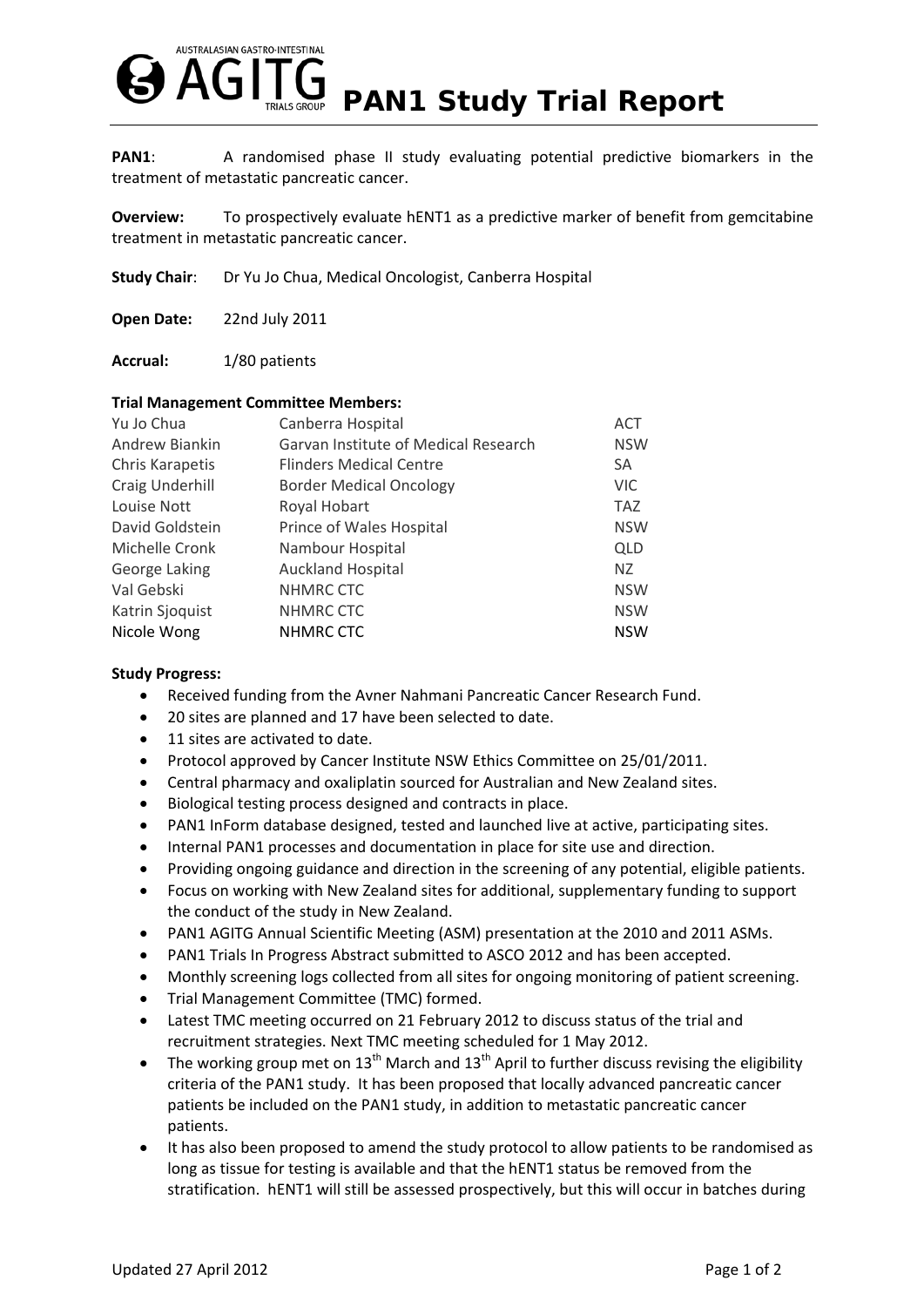# PAN1 Study Trial Report

**PAN1**: A randomised phase II study evaluating potential predictive biomarkers in the treatment of metastatic pancreatic cancer.

**Overview:** To prospectively evaluate hENT1 as a predictive marker of benefit from gemcitabine treatment in metastatic pancreatic cancer.

**Study Chair**: Dr Yu Jo Chua, Medical Oncologist, Canberra Hospital

**Open Date:** 22nd July 2011

**Accrual:** 1/80 patients

**Trial Management Committee Members:**

| | | |
|---|---|---|
| Yu Jo Chua | Canberra Hospital | ACT |
| Andrew Biankin | Garvan Institute of Medical Research | NSW |
| Chris Karapetis | Flinders Medical Centre | SA |
| Craig Underhill | Border Medical Oncology | VIC |
| Louise Nott | Royal Hobart | TAZ |
| David Goldstein | Prince of Wales Hospital | NSW |
| Michelle Cronk | Nambour Hospital | QLD |
| George Laking | Auckland Hospital | NZ |
| Val Gebski | NHMRC CTC | NSW |
| Katrin Sjoquist | NHMRC CTC | NSW |
| Nicole Wong | NHMRC CTC | NSW |

**Study Progress:**

- Received funding from the Avner Nahmani Pancreatic Cancer Research Fund.
- 20 sites are planned and 17 have been selected to date.
- 11 sites are activated to date.
- Protocol approved by Cancer Institute NSW Ethics Committee on 25/01/2011.
- Central pharmacy and oxaliplatin sourced for Australian and New Zealand sites.
- Biological testing process designed and contracts in place.
- PAN1 InForm database designed, tested and launched live at active, participating sites.
- Internal PAN1 processes and documentation in place for site use and direction.
- Providing ongoing guidance and direction in the screening of any potential, eligible patients.
- Focus on working with New Zealand sites for additional, supplementary funding to support the conduct of the study in New Zealand.
- PAN1 AGITG Annual Scientific Meeting (ASM) presentation at the 2010 and 2011 ASMs.
- PAN1 Trials In Progress Abstract submitted to ASCO 2012 and has been accepted.
- Monthly screening logs collected from all sites for ongoing monitoring of patient screening.
- Trial Management Committee (TMC) formed.
- Latest TMC meeting occurred on 21 February 2012 to discuss status of the trial and recruitment strategies. Next TMC meeting scheduled for 1 May 2012.
- The working group met on 13th March and 13th April to further discuss revising the eligibility criteria of the PAN1 study. It has been proposed that locally advanced pancreatic cancer patients be included on the PAN1 study, in addition to metastatic pancreatic cancer patients.
- It has also been proposed to amend the study protocol to allow patients to be randomised as long as tissue for testing is available and that the hENT1 status be removed from the stratification. hENT1 will still be assessed prospectively, but this will occur in batches during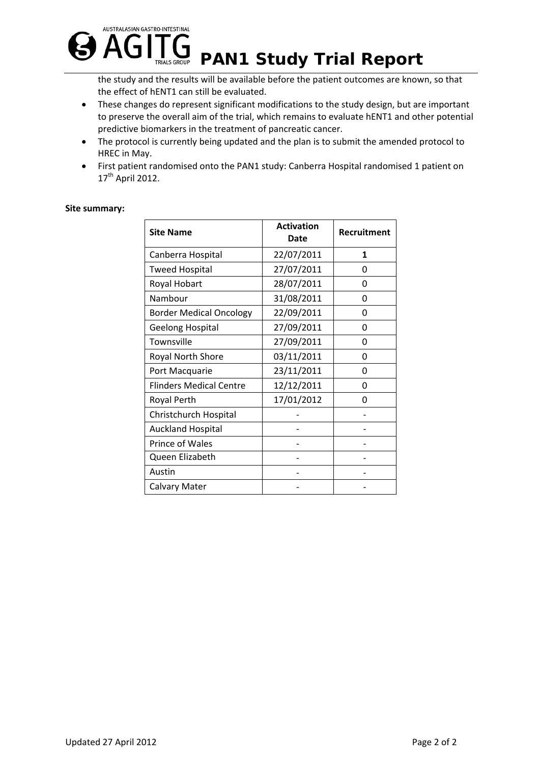the study and the results will be available before the patient outcomes are known, so that the effect of hENT1 can still be evaluated.

- These changes do represent significant modifications to the study design, but are important to preserve the overall aim of the trial, which remains to evaluate hENT1 and other potential predictive biomarkers in the treatment of pancreatic cancer.
- The protocol is currently being updated and the plan is to submit the amended protocol to HREC in May.
- First patient randomised onto the PAN1 study: Canberra Hospital randomised 1 patient on 17th April 2012.

**Site summary:**

| Site Name | Activation Date | Recruitment |
|---|---|---|
| Canberra Hospital | 22/07/2011 | **1** |
| Tweed Hospital | 27/07/2011 | 0 |
| Royal Hobart | 28/07/2011 | 0 |
| Nambour | 31/08/2011 | 0 |
| Border Medical Oncology | 22/09/2011 | 0 |
| Geelong Hospital | 27/09/2011 | 0 |
| Townsville | 27/09/2011 | 0 |
| Royal North Shore | 03/11/2011 | 0 |
| Port Macquarie | 23/11/2011 | 0 |
| Flinders Medical Centre | 12/12/2011 | 0 |
| Royal Perth | 17/01/2012 | 0 |
| Christchurch Hospital | - | - |
| Auckland Hospital | - | - |
| Prince of Wales | - | - |
| Queen Elizabeth | - | - |
| Austin | - | - |
| Calvary Mater | - | - |

Updated 27 April 2012